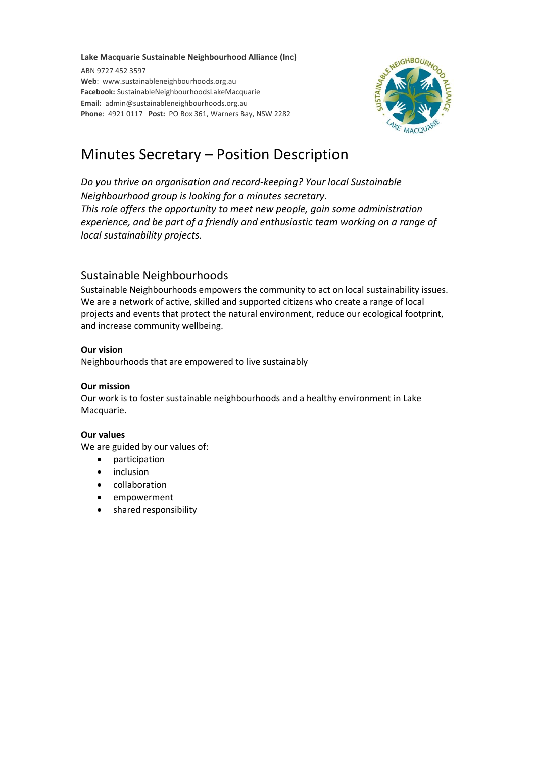**Lake Macquarie Sustainable Neighbourhood Alliance (Inc)**

ABN 9727 452 3597
**Web**: www.sustainableneighbourhoods.org.au
**Facebook:** SustainableNeighbourhoodsLakeMacquarie
**Email:** admin@sustainableneighbourhoods.org.au
**Phone**: 4921 0117 **Post:** PO Box 361, Warners Bay, NSW 2282

# Minutes Secretary – Position Description

*Do you thrive on organisation and record-keeping? Your local Sustainable Neighbourhood group is looking for a minutes secretary.*
*This role offers the opportunity to meet new people, gain some administration experience, and be part of a friendly and enthusiastic team working on a range of local sustainability projects.*

## Sustainable Neighbourhoods

Sustainable Neighbourhoods empowers the community to act on local sustainability issues. We are a network of active, skilled and supported citizens who create a range of local projects and events that protect the natural environment, reduce our ecological footprint, and increase community wellbeing.

**Our vision**

Neighbourhoods that are empowered to live sustainably

**Our mission**

Our work is to foster sustainable neighbourhoods and a healthy environment in Lake Macquarie.

**Our values**

We are guided by our values of:

- participation
- inclusion
- collaboration
- empowerment
- shared responsibility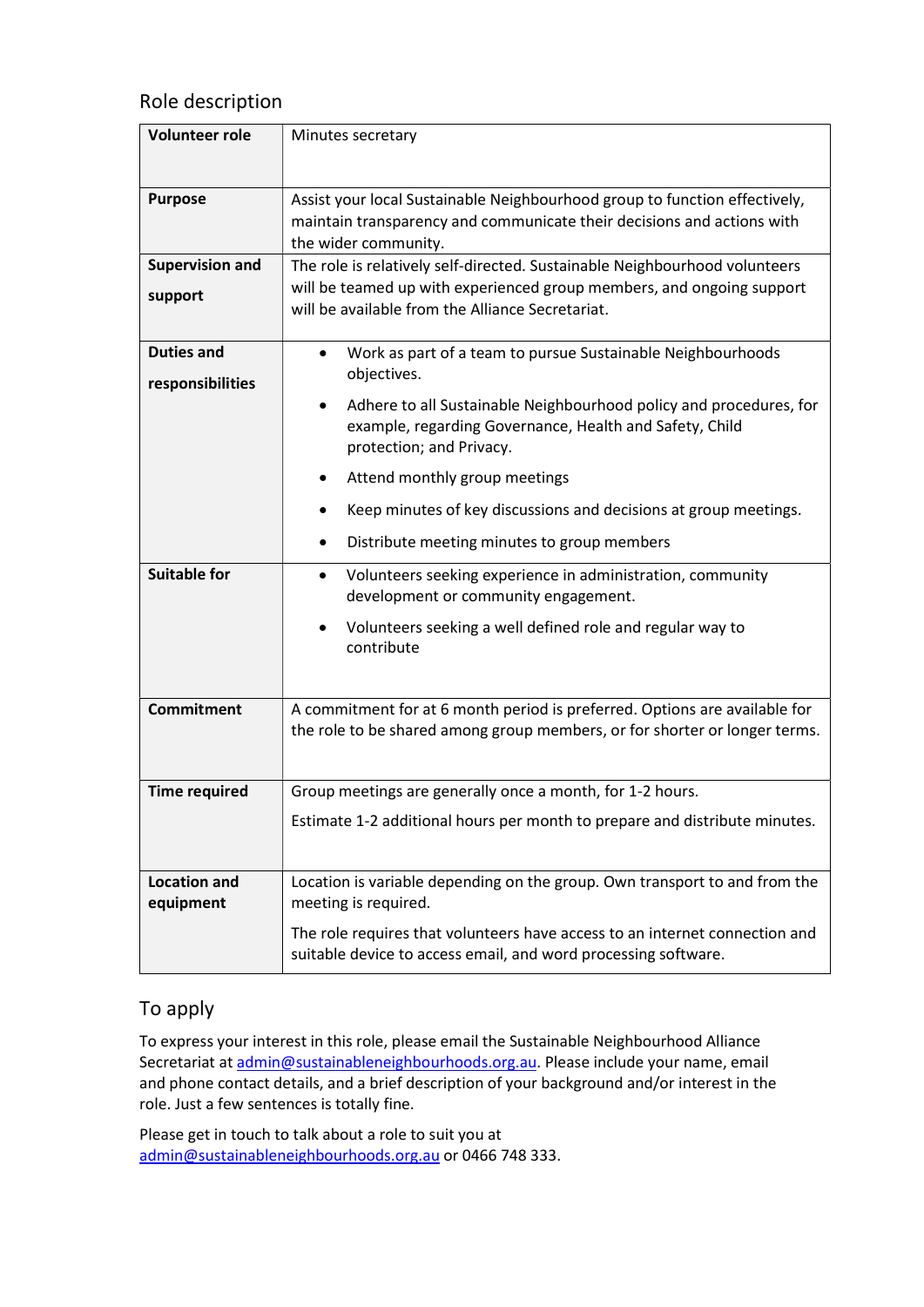## Role description

| | |
|---|---|
| **Volunteer role** | Minutes secretary |
| **Purpose** | Assist your local Sustainable Neighbourhood group to function effectively, maintain transparency and communicate their decisions and actions with the wider community. |
| **Supervision and support** | The role is relatively self-directed. Sustainable Neighbourhood volunteers will be teamed up with experienced group members, and ongoing support will be available from the Alliance Secretariat. |
| **Duties and responsibilities** | • Work as part of a team to pursue Sustainable Neighbourhoods objectives. <br> • Adhere to all Sustainable Neighbourhood policy and procedures, for example, regarding Governance, Health and Safety, Child protection; and Privacy. <br> • Attend monthly group meetings <br> • Keep minutes of key discussions and decisions at group meetings. <br> • Distribute meeting minutes to group members |
| **Suitable for** | • Volunteers seeking experience in administration, community development or community engagement. <br> • Volunteers seeking a well defined role and regular way to contribute |
| **Commitment** | A commitment for at 6 month period is preferred. Options are available for the role to be shared among group members, or for shorter or longer terms. |
| **Time required** | Group meetings are generally once a month, for 1-2 hours. <br> Estimate 1-2 additional hours per month to prepare and distribute minutes. |
| **Location and equipment** | Location is variable depending on the group. Own transport to and from the meeting is required. <br> The role requires that volunteers have access to an internet connection and suitable device to access email, and word processing software. |

## To apply

To express your interest in this role, please email the Sustainable Neighbourhood Alliance Secretariat at admin@sustainableneighbourhoods.org.au. Please include your name, email and phone contact details, and a brief description of your background and/or interest in the role. Just a few sentences is totally fine.

Please get in touch to talk about a role to suit you at admin@sustainableneighbourhoods.org.au or 0466 748 333.